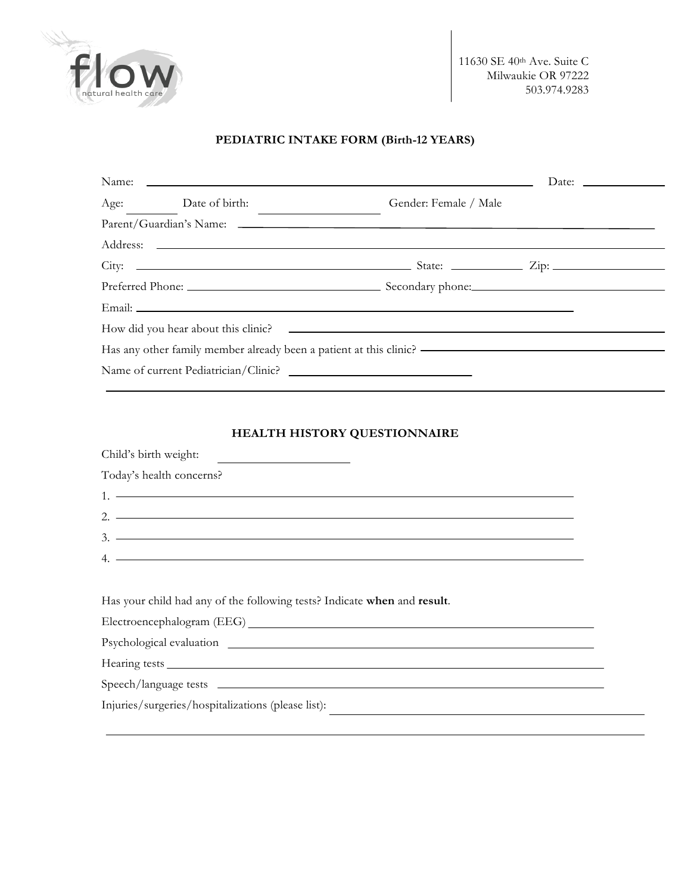flow
natural health care

11630 SE 40th Ave. Suite C
Milwaukie OR 97222
503.974.9283

## PEDIATRIC INTAKE FORM (Birth-12 YEARS)

Name: ______________________________________________ Date: __________

Age: ______ Date of birth: ______________ Gender: Female / Male

Parent/Guardian's Name: ______________________________________________

Address: ______________________________________________

City: ______________________ State: ________ Zip: __________

Preferred Phone: ____________________ Secondary phone: ____________________

Email: ______________________________________________

How did you hear about this clinic? ______________________________________________

Has any other family member already been a patient at this clinic? ______________________

Name of current Pediatrician/Clinic? ______________________

______________________________________________

## HEALTH HISTORY QUESTIONNAIRE

Child's birth weight: ______________

Today's health concerns?

1. ______________________________________________
2. ______________________________________________
3. ______________________________________________
4. ______________________________________________

Has your child had any of the following tests? Indicate **when** and **result**.

Electroencephalogram (EEG) ______________________________________________

Psychological evaluation ______________________________________________

Hearing tests ______________________________________________

Speech/language tests ______________________________________________

Injuries/surgeries/hospitalizations (please list): ______________________________________________

______________________________________________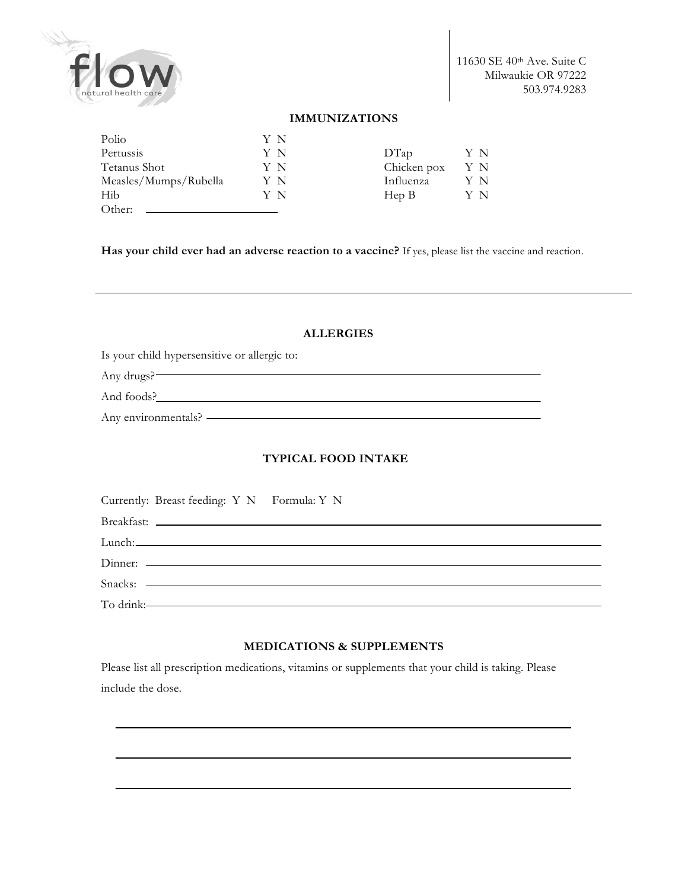flow
natural health care

11630 SE 40th Ave. Suite C
Milwaukie OR 97222
503.974.9283

## IMMUNIZATIONS

| | | | |
|---|---|---|---|
| Polio | Y N | | |
| Pertussis | Y N | DTap | Y N |
| Tetanus Shot | Y N | Chicken pox | Y N |
| Measles/Mumps/Rubella | Y N | Influenza | Y N |
| Hib | Y N | Hep B | Y N |

Other: ____________________

**Has your child ever had an adverse reaction to a vaccine?** If yes, please list the vaccine and reaction.

______________________________________________________________________

## ALLERGIES

Is your child hypersensitive or allergic to:

Any drugs? ____________________________________________________________

And foods? ____________________________________________________________

Any environmentals? ____________________________________________________

## TYPICAL FOOD INTAKE

Currently: Breast feeding: Y N Formula: Y N

Breakfast: ____________________________________________________________

Lunch: ______________________________________________________________

Dinner: _____________________________________________________________

Snacks: _____________________________________________________________

To drink: ____________________________________________________________

## MEDICATIONS & SUPPLEMENTS

Please list all prescription medications, vitamins or supplements that your child is taking. Please include the dose.

______________________________________________________________________

______________________________________________________________________

______________________________________________________________________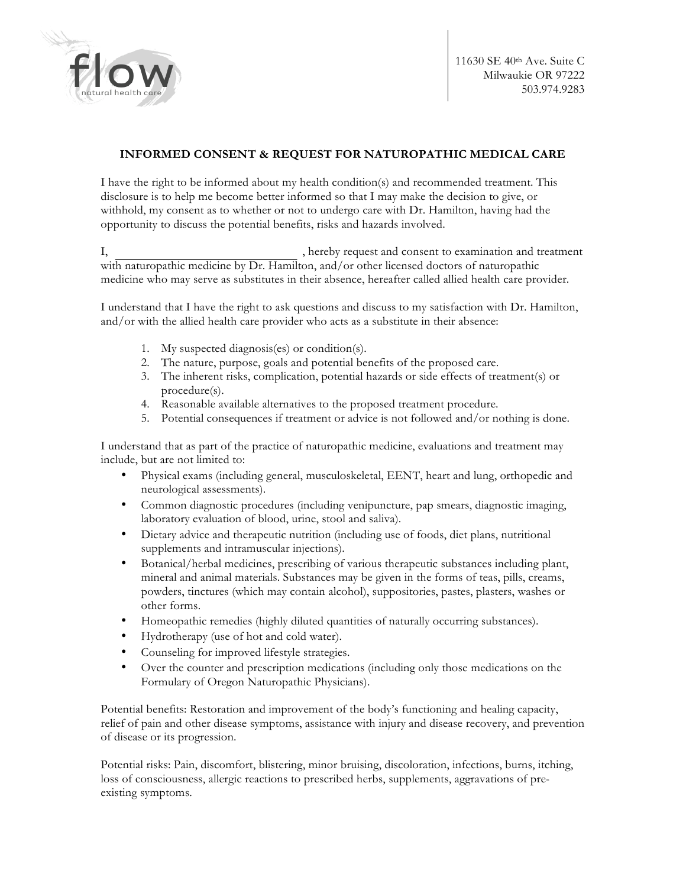11630 SE 40th Ave. Suite C
Milwaukie OR 97222
503.974.9283

## INFORMED CONSENT & REQUEST FOR NATUROPATHIC MEDICAL CARE

I have the right to be informed about my health condition(s) and recommended treatment. This disclosure is to help me become better informed so that I may make the decision to give, or withhold, my consent as to whether or not to undergo care with Dr. Hamilton, having had the opportunity to discuss the potential benefits, risks and hazards involved.

I, ______________________________ , hereby request and consent to examination and treatment with naturopathic medicine by Dr. Hamilton, and/or other licensed doctors of naturopathic medicine who may serve as substitutes in their absence, hereafter called allied health care provider.

I understand that I have the right to ask questions and discuss to my satisfaction with Dr. Hamilton, and/or with the allied health care provider who acts as a substitute in their absence:

1. My suspected diagnosis(es) or condition(s).
2. The nature, purpose, goals and potential benefits of the proposed care.
3. The inherent risks, complication, potential hazards or side effects of treatment(s) or procedure(s).
4. Reasonable available alternatives to the proposed treatment procedure.
5. Potential consequences if treatment or advice is not followed and/or nothing is done.

I understand that as part of the practice of naturopathic medicine, evaluations and treatment may include, but are not limited to:

- Physical exams (including general, musculoskeletal, EENT, heart and lung, orthopedic and neurological assessments).
- Common diagnostic procedures (including venipuncture, pap smears, diagnostic imaging, laboratory evaluation of blood, urine, stool and saliva).
- Dietary advice and therapeutic nutrition (including use of foods, diet plans, nutritional supplements and intramuscular injections).
- Botanical/herbal medicines, prescribing of various therapeutic substances including plant, mineral and animal materials. Substances may be given in the forms of teas, pills, creams, powders, tinctures (which may contain alcohol), suppositories, pastes, plasters, washes or other forms.
- Homeopathic remedies (highly diluted quantities of naturally occurring substances).
- Hydrotherapy (use of hot and cold water).
- Counseling for improved lifestyle strategies.
- Over the counter and prescription medications (including only those medications on the Formulary of Oregon Naturopathic Physicians).

Potential benefits: Restoration and improvement of the body's functioning and healing capacity, relief of pain and other disease symptoms, assistance with injury and disease recovery, and prevention of disease or its progression.

Potential risks: Pain, discomfort, blistering, minor bruising, discoloration, infections, burns, itching, loss of consciousness, allergic reactions to prescribed herbs, supplements, aggravations of pre-existing symptoms.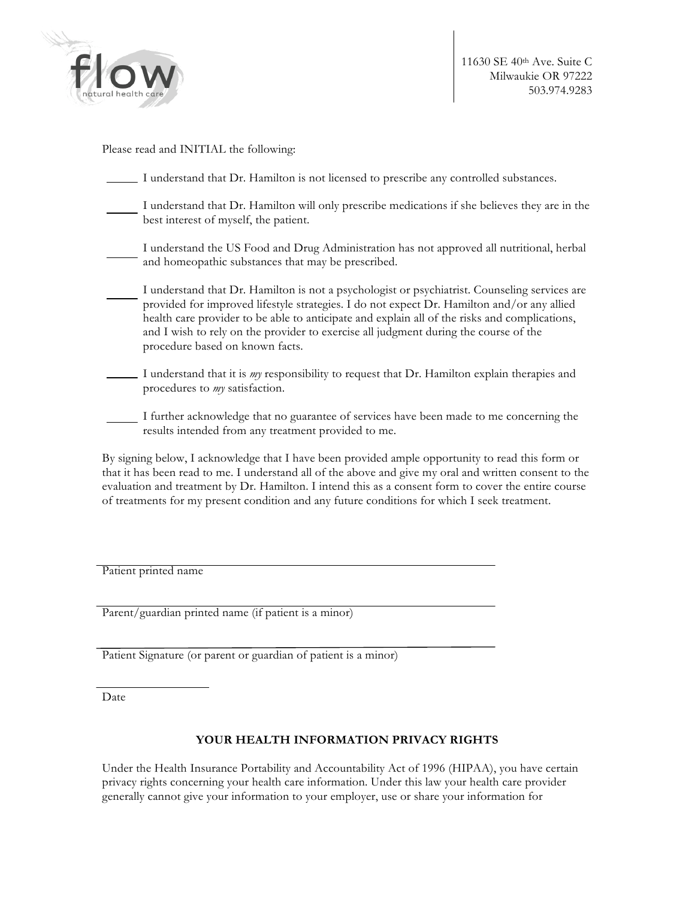flow natural health care

11630 SE 40th Ave. Suite C
Milwaukie OR 97222
503.974.9283

Please read and INITIAL the following:

_____ I understand that Dr. Hamilton is not licensed to prescribe any controlled substances.

_____ I understand that Dr. Hamilton will only prescribe medications if she believes they are in the best interest of myself, the patient.

_____ I understand the US Food and Drug Administration has not approved all nutritional, herbal and homeopathic substances that may be prescribed.

_____ I understand that Dr. Hamilton is not a psychologist or psychiatrist. Counseling services are provided for improved lifestyle strategies. I do not expect Dr. Hamilton and/or any allied health care provider to be able to anticipate and explain all of the risks and complications, and I wish to rely on the provider to exercise all judgment during the course of the procedure based on known facts.

_____ I understand that it is *my* responsibility to request that Dr. Hamilton explain therapies and procedures to *my* satisfaction.

_____ I further acknowledge that no guarantee of services have been made to me concerning the results intended from any treatment provided to me.

By signing below, I acknowledge that I have been provided ample opportunity to read this form or that it has been read to me. I understand all of the above and give my oral and written consent to the evaluation and treatment by Dr. Hamilton. I intend this as a consent form to cover the entire course of treatments for my present condition and any future conditions for which I seek treatment.

______________________________________________
Patient printed name

______________________________________________
Parent/guardian printed name (if patient is a minor)

______________________________________________
Patient Signature (or parent or guardian of patient is a minor)

____________________
Date

**YOUR HEALTH INFORMATION PRIVACY RIGHTS**

Under the Health Insurance Portability and Accountability Act of 1996 (HIPAA), you have certain privacy rights concerning your health care information. Under this law your health care provider generally cannot give your information to your employer, use or share your information for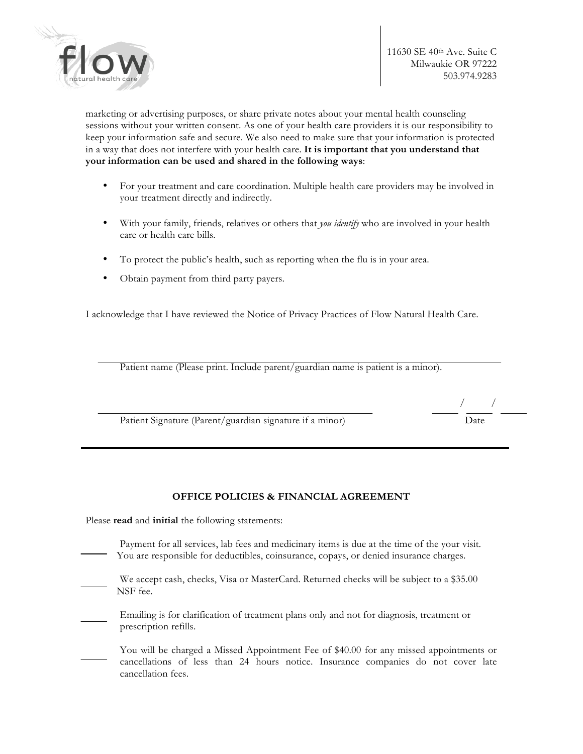11630 SE 40th Ave. Suite C
Milwaukie OR 97222
503.974.9283

marketing or advertising purposes, or share private notes about your mental health counseling sessions without your written consent. As one of your health care providers it is our responsibility to keep your information safe and secure. We also need to make sure that your information is protected in a way that does not interfere with your health care. **It is important that you understand that your information can be used and shared in the following ways**:

- For your treatment and care coordination. Multiple health care providers may be involved in your treatment directly and indirectly.
- With your family, friends, relatives or others that *you identify* who are involved in your health care or health care bills.
- To protect the public's health, such as reporting when the flu is in your area.
- Obtain payment from third party payers.

I acknowledge that I have reviewed the Notice of Privacy Practices of Flow Natural Health Care.

______________________________________________
Patient name (Please print. Include parent/guardian name is patient is a minor).

______________________________________________ \_\_\_\_ / \_\_\_\_ / \_\_\_\_
Patient Signature (Parent/guardian signature if a minor) Date

---

## OFFICE POLICIES & FINANCIAL AGREEMENT

Please **read** and **initial** the following statements:

_____ Payment for all services, lab fees and medicinary items is due at the time of the your visit. You are responsible for deductibles, coinsurance, copays, or denied insurance charges.

_____ We accept cash, checks, Visa or MasterCard. Returned checks will be subject to a $35.00 NSF fee.

_____ Emailing is for clarification of treatment plans only and not for diagnosis, treatment or prescription refills.

_____ You will be charged a Missed Appointment Fee of $40.00 for any missed appointments or cancellations of less than 24 hours notice. Insurance companies do not cover late cancellation fees.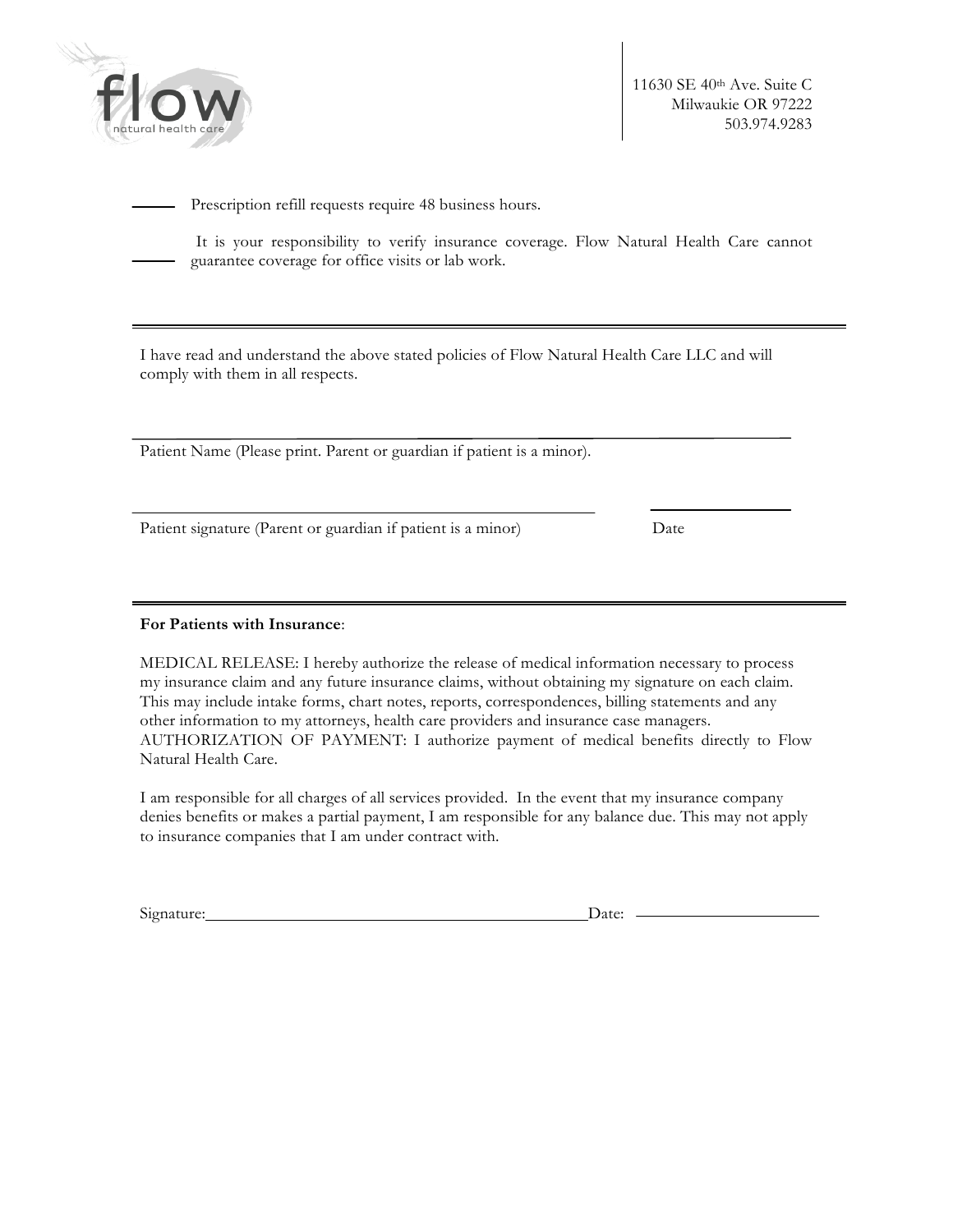flow natural health care

11630 SE 40th Ave. Suite C
Milwaukie OR 97222
503.974.9283

\_\_\_\_\_ Prescription refill requests require 48 business hours.

\_\_\_\_\_ It is your responsibility to verify insurance coverage. Flow Natural Health Care cannot guarantee coverage for office visits or lab work.

---

I have read and understand the above stated policies of Flow Natural Health Care LLC and will comply with them in all respects.

\_\_\_\_\_\_\_\_\_\_\_\_\_\_\_\_\_\_\_\_\_\_\_\_\_\_\_\_\_\_\_\_\_\_\_\_\_\_\_\_\_\_\_\_\_\_\_\_\_\_\_\_

Patient Name (Please print. Parent or guardian if patient is a minor).

\_\_\_\_\_\_\_\_\_\_\_\_\_\_\_\_\_\_\_\_\_\_\_\_\_\_\_\_\_\_\_\_\_\_\_\_\_\_\_\_\_\_ \_\_\_\_\_\_\_\_\_\_\_\_\_\_

Patient signature (Parent or guardian if patient is a minor) Date

---

**For Patients with Insurance**:

MEDICAL RELEASE: I hereby authorize the release of medical information necessary to process my insurance claim and any future insurance claims, without obtaining my signature on each claim. This may include intake forms, chart notes, reports, correspondences, billing statements and any other information to my attorneys, health care providers and insurance case managers. AUTHORIZATION OF PAYMENT: I authorize payment of medical benefits directly to Flow Natural Health Care.

I am responsible for all charges of all services provided. In the event that my insurance company denies benefits or makes a partial payment, I am responsible for any balance due. This may not apply to insurance companies that I am under contract with.

Signature:\_\_\_\_\_\_\_\_\_\_\_\_\_\_\_\_\_\_\_\_\_\_\_\_\_\_\_\_\_\_\_\_\_\_\_\_\_\_\_\_Date: \_\_\_\_\_\_\_\_\_\_\_\_\_\_\_\_\_\_\_\_